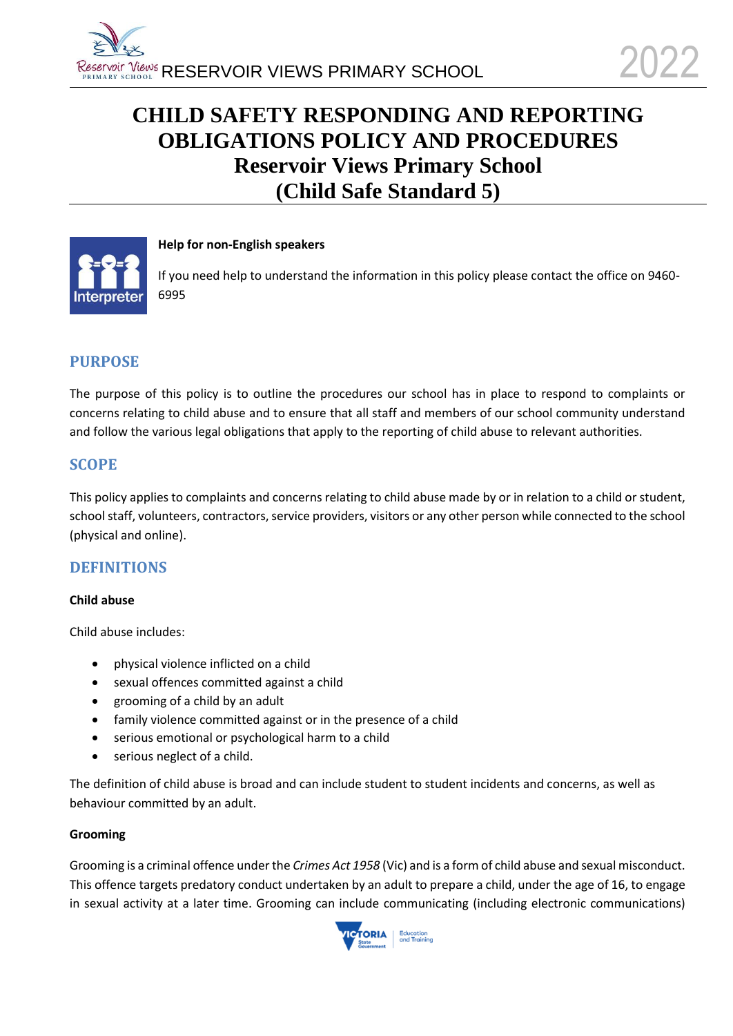# CHILD SAFETY RESPONDING AND REPORTING OBLIGATIONS POLICY AND PROCEDURES
# Reservoir Views Primary School
# (Child Safe Standard 5)

**Help for non-English speakers**

If you need help to understand the information in this policy please contact the office on 9460-6995

## PURPOSE

The purpose of this policy is to outline the procedures our school has in place to respond to complaints or concerns relating to child abuse and to ensure that all staff and members of our school community understand and follow the various legal obligations that apply to the reporting of child abuse to relevant authorities.

## SCOPE

This policy applies to complaints and concerns relating to child abuse made by or in relation to a child or student, school staff, volunteers, contractors, service providers, visitors or any other person while connected to the school (physical and online).

## DEFINITIONS

**Child abuse**

Child abuse includes:

- physical violence inflicted on a child
- sexual offences committed against a child
- grooming of a child by an adult
- family violence committed against or in the presence of a child
- serious emotional or psychological harm to a child
- serious neglect of a child.

The definition of child abuse is broad and can include student to student incidents and concerns, as well as behaviour committed by an adult.

**Grooming**

Grooming is a criminal offence under the *Crimes Act 1958* (Vic) and is a form of child abuse and sexual misconduct. This offence targets predatory conduct undertaken by an adult to prepare a child, under the age of 16, to engage in sexual activity at a later time. Grooming can include communicating (including electronic communications)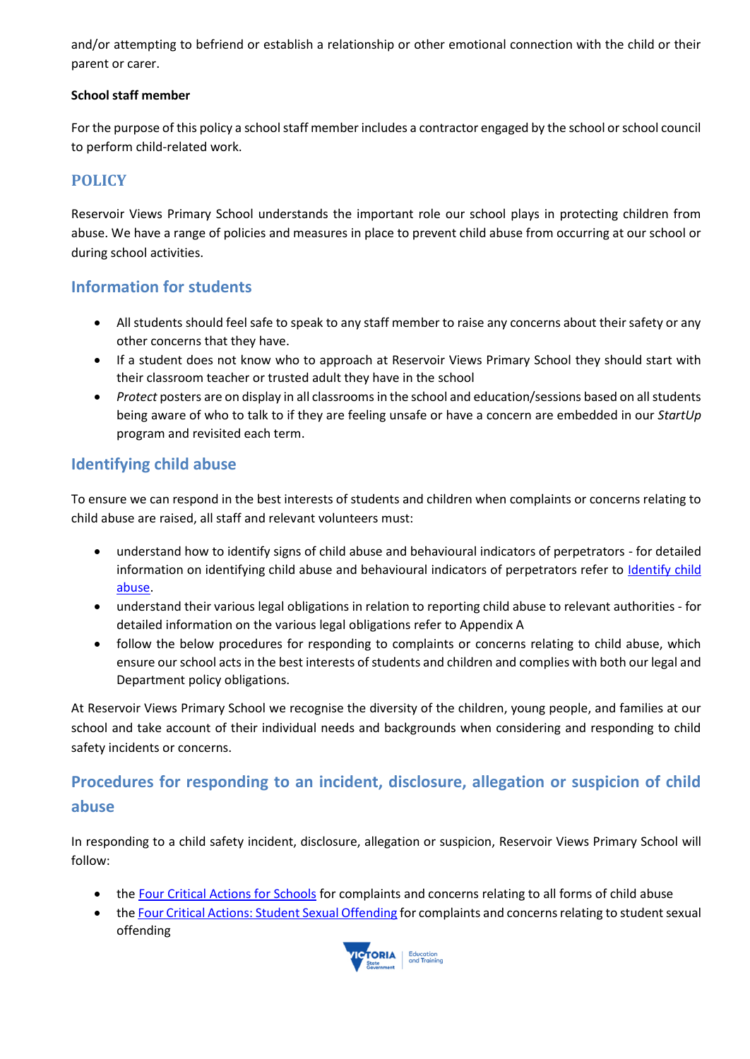and/or attempting to befriend or establish a relationship or other emotional connection with the child or their parent or carer.

**School staff member**

For the purpose of this policy a school staff member includes a contractor engaged by the school or school council to perform child-related work.

## POLICY

Reservoir Views Primary School understands the important role our school plays in protecting children from abuse. We have a range of policies and measures in place to prevent child abuse from occurring at our school or during school activities.

### Information for students

- All students should feel safe to speak to any staff member to raise any concerns about their safety or any other concerns that they have.
- If a student does not know who to approach at Reservoir Views Primary School they should start with their classroom teacher or trusted adult they have in the school
- *Protect* posters are on display in all classrooms in the school and education/sessions based on all students being aware of who to talk to if they are feeling unsafe or have a concern are embedded in our *StartUp* program and revisited each term.

### Identifying child abuse

To ensure we can respond in the best interests of students and children when complaints or concerns relating to child abuse are raised, all staff and relevant volunteers must:

- understand how to identify signs of child abuse and behavioural indicators of perpetrators - for detailed information on identifying child abuse and behavioural indicators of perpetrators refer to [Identify child abuse](Identify child abuse).
- understand their various legal obligations in relation to reporting child abuse to relevant authorities - for detailed information on the various legal obligations refer to Appendix A
- follow the below procedures for responding to complaints or concerns relating to child abuse, which ensure our school acts in the best interests of students and children and complies with both our legal and Department policy obligations.

At Reservoir Views Primary School we recognise the diversity of the children, young people, and families at our school and take account of their individual needs and backgrounds when considering and responding to child safety incidents or concerns.

### Procedures for responding to an incident, disclosure, allegation or suspicion of child abuse

In responding to a child safety incident, disclosure, allegation or suspicion, Reservoir Views Primary School will follow:

- the [Four Critical Actions for Schools](Four Critical Actions for Schools) for complaints and concerns relating to all forms of child abuse
- the [Four Critical Actions: Student Sexual Offending](Four Critical Actions: Student Sexual Offending) for complaints and concerns relating to student sexual offending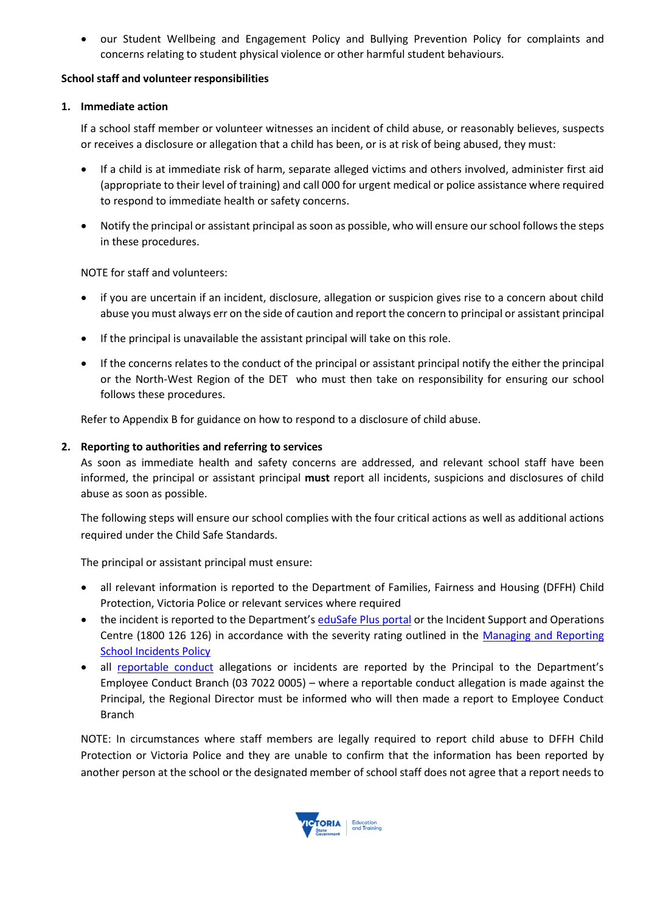- our Student Wellbeing and Engagement Policy and Bullying Prevention Policy for complaints and concerns relating to student physical violence or other harmful student behaviours.

**School staff and volunteer responsibilities**

1. **Immediate action**

   If a school staff member or volunteer witnesses an incident of child abuse, or reasonably believes, suspects or receives a disclosure or allegation that a child has been, or is at risk of being abused, they must:

   - If a child is at immediate risk of harm, separate alleged victims and others involved, administer first aid (appropriate to their level of training) and call 000 for urgent medical or police assistance where required to respond to immediate health or safety concerns.
   - Notify the principal or assistant principal as soon as possible, who will ensure our school follows the steps in these procedures.

   NOTE for staff and volunteers:

   - if you are uncertain if an incident, disclosure, allegation or suspicion gives rise to a concern about child abuse you must always err on the side of caution and report the concern to principal or assistant principal
   - If the principal is unavailable the assistant principal will take on this role.
   - If the concerns relates to the conduct of the principal or assistant principal notify the either the principal or the North-West Region of the DET who must then take on responsibility for ensuring our school follows these procedures.

   Refer to Appendix B for guidance on how to respond to a disclosure of child abuse.

2. **Reporting to authorities and referring to services**

   As soon as immediate health and safety concerns are addressed, and relevant school staff have been informed, the principal or assistant principal **must** report all incidents, suspicions and disclosures of child abuse as soon as possible.

   The following steps will ensure our school complies with the four critical actions as well as additional actions required under the Child Safe Standards.

   The principal or assistant principal must ensure:

   - all relevant information is reported to the Department of Families, Fairness and Housing (DFFH) Child Protection, Victoria Police or relevant services where required
   - the incident is reported to the Department's eduSafe Plus portal or the Incident Support and Operations Centre (1800 126 126) in accordance with the severity rating outlined in the Managing and Reporting School Incidents Policy
   - all reportable conduct allegations or incidents are reported by the Principal to the Department's Employee Conduct Branch (03 7022 0005) – where a reportable conduct allegation is made against the Principal, the Regional Director must be informed who will then made a report to Employee Conduct Branch

   NOTE: In circumstances where staff members are legally required to report child abuse to DFFH Child Protection or Victoria Police and they are unable to confirm that the information has been reported by another person at the school or the designated member of school staff does not agree that a report needs to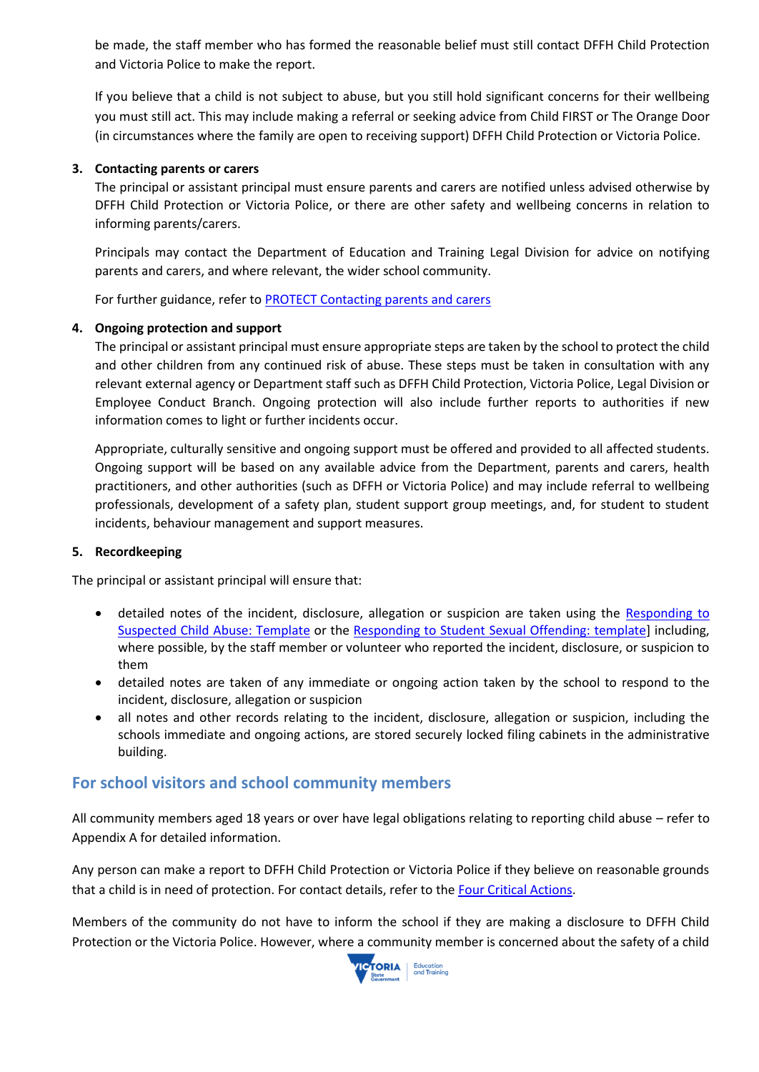be made, the staff member who has formed the reasonable belief must still contact DFFH Child Protection and Victoria Police to make the report.

If you believe that a child is not subject to abuse, but you still hold significant concerns for their wellbeing you must still act. This may include making a referral or seeking advice from Child FIRST or The Orange Door (in circumstances where the family are open to receiving support) DFFH Child Protection or Victoria Police.

3. **Contacting parents or carers**

   The principal or assistant principal must ensure parents and carers are notified unless advised otherwise by DFFH Child Protection or Victoria Police, or there are other safety and wellbeing concerns in relation to informing parents/carers.

   Principals may contact the Department of Education and Training Legal Division for advice on notifying parents and carers, and where relevant, the wider school community.

   For further guidance, refer to PROTECT Contacting parents and carers

4. **Ongoing protection and support**

   The principal or assistant principal must ensure appropriate steps are taken by the school to protect the child and other children from any continued risk of abuse. These steps must be taken in consultation with any relevant external agency or Department staff such as DFFH Child Protection, Victoria Police, Legal Division or Employee Conduct Branch. Ongoing protection will also include further reports to authorities if new information comes to light or further incidents occur.

   Appropriate, culturally sensitive and ongoing support must be offered and provided to all affected students. Ongoing support will be based on any available advice from the Department, parents and carers, health practitioners, and other authorities (such as DFFH or Victoria Police) and may include referral to wellbeing professionals, development of a safety plan, student support group meetings, and, for student to student incidents, behaviour management and support measures.

5. **Recordkeeping**

The principal or assistant principal will ensure that:

- detailed notes of the incident, disclosure, allegation or suspicion are taken using the Responding to Suspected Child Abuse: Template or the Responding to Student Sexual Offending: template] including, where possible, by the staff member or volunteer who reported the incident, disclosure, or suspicion to them
- detailed notes are taken of any immediate or ongoing action taken by the school to respond to the incident, disclosure, allegation or suspicion
- all notes and other records relating to the incident, disclosure, allegation or suspicion, including the schools immediate and ongoing actions, are stored securely locked filing cabinets in the administrative building.

## For school visitors and school community members

All community members aged 18 years or over have legal obligations relating to reporting child abuse – refer to Appendix A for detailed information.

Any person can make a report to DFFH Child Protection or Victoria Police if they believe on reasonable grounds that a child is in need of protection. For contact details, refer to the Four Critical Actions.

Members of the community do not have to inform the school if they are making a disclosure to DFFH Child Protection or the Victoria Police. However, where a community member is concerned about the safety of a child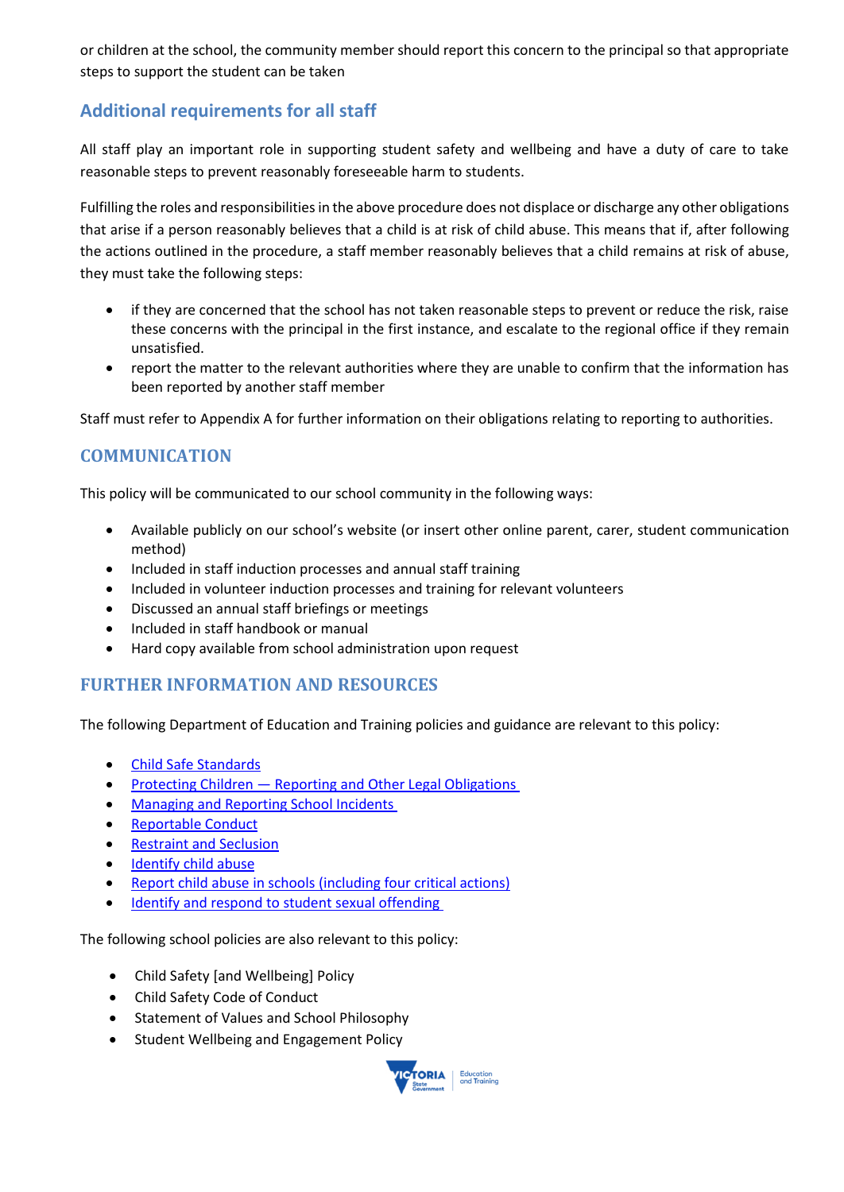or children at the school, the community member should report this concern to the principal so that appropriate steps to support the student can be taken

### Additional requirements for all staff

All staff play an important role in supporting student safety and wellbeing and have a duty of care to take reasonable steps to prevent reasonably foreseeable harm to students.

Fulfilling the roles and responsibilities in the above procedure does not displace or discharge any other obligations that arise if a person reasonably believes that a child is at risk of child abuse. This means that if, after following the actions outlined in the procedure, a staff member reasonably believes that a child remains at risk of abuse, they must take the following steps:

- if they are concerned that the school has not taken reasonable steps to prevent or reduce the risk, raise these concerns with the principal in the first instance, and escalate to the regional office if they remain unsatisfied.
- report the matter to the relevant authorities where they are unable to confirm that the information has been reported by another staff member

Staff must refer to Appendix A for further information on their obligations relating to reporting to authorities.

## COMMUNICATION

This policy will be communicated to our school community in the following ways:

- Available publicly on our school's website (or insert other online parent, carer, student communication method)
- Included in staff induction processes and annual staff training
- Included in volunteer induction processes and training for relevant volunteers
- Discussed an annual staff briefings or meetings
- Included in staff handbook or manual
- Hard copy available from school administration upon request

## FURTHER INFORMATION AND RESOURCES

The following Department of Education and Training policies and guidance are relevant to this policy:

- Child Safe Standards
- Protecting Children — Reporting and Other Legal Obligations
- Managing and Reporting School Incidents
- Reportable Conduct
- Restraint and Seclusion
- Identify child abuse
- Report child abuse in schools (including four critical actions)
- Identify and respond to student sexual offending

The following school policies are also relevant to this policy:

- Child Safety [and Wellbeing] Policy
- Child Safety Code of Conduct
- Statement of Values and School Philosophy
- Student Wellbeing and Engagement Policy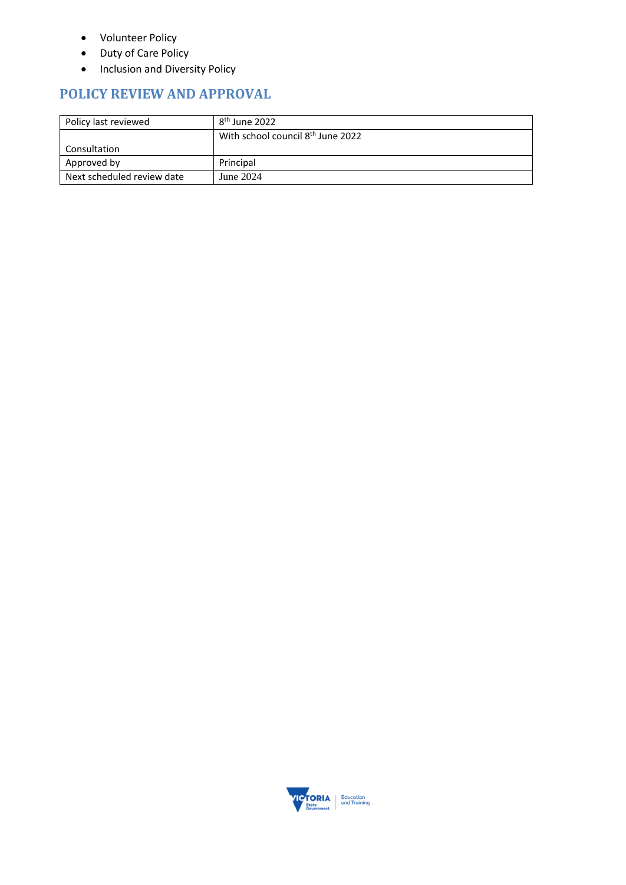- Volunteer Policy
- Duty of Care Policy
- Inclusion and Diversity Policy

## POLICY REVIEW AND APPROVAL

| Policy last reviewed | 8th June 2022 |
|---|---|
| Consultation | With school council 8th June 2022 |
| Approved by | Principal |
| Next scheduled review date | June 2024 |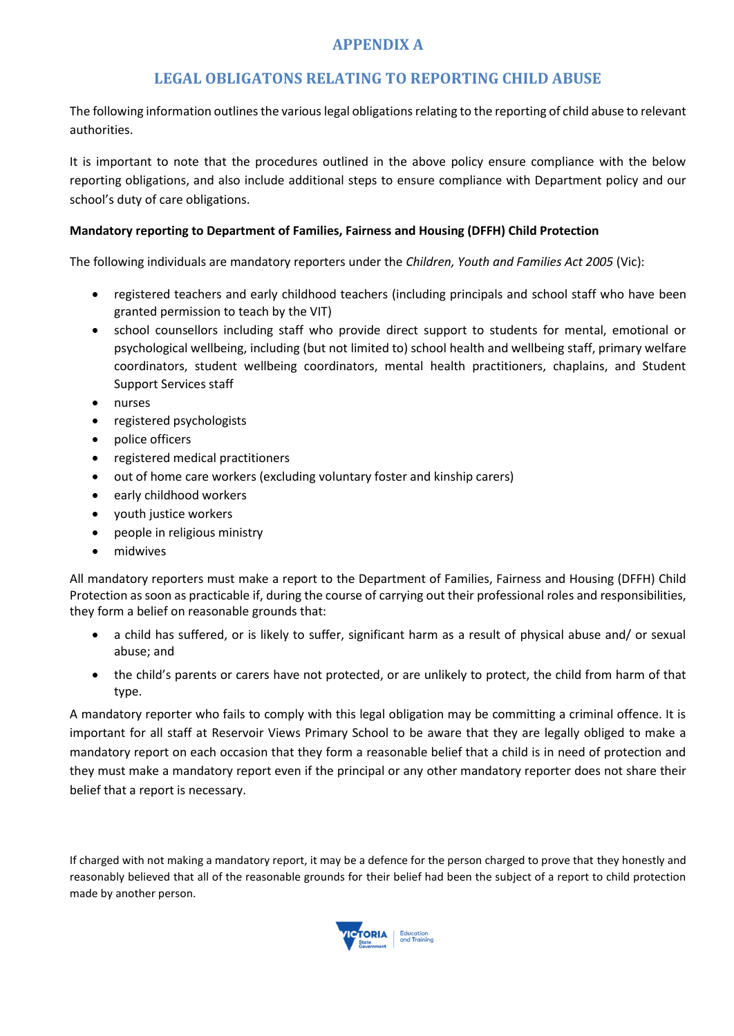# APPENDIX A

## LEGAL OBLIGATONS RELATING TO REPORTING CHILD ABUSE

The following information outlines the various legal obligations relating to the reporting of child abuse to relevant authorities.

It is important to note that the procedures outlined in the above policy ensure compliance with the below reporting obligations, and also include additional steps to ensure compliance with Department policy and our school's duty of care obligations.

**Mandatory reporting to Department of Families, Fairness and Housing (DFFH) Child Protection**

The following individuals are mandatory reporters under the *Children, Youth and Families Act 2005* (Vic):

- registered teachers and early childhood teachers (including principals and school staff who have been granted permission to teach by the VIT)
- school counsellors including staff who provide direct support to students for mental, emotional or psychological wellbeing, including (but not limited to) school health and wellbeing staff, primary welfare coordinators, student wellbeing coordinators, mental health practitioners, chaplains, and Student Support Services staff
- nurses
- registered psychologists
- police officers
- registered medical practitioners
- out of home care workers (excluding voluntary foster and kinship carers)
- early childhood workers
- youth justice workers
- people in religious ministry
- midwives

All mandatory reporters must make a report to the Department of Families, Fairness and Housing (DFFH) Child Protection as soon as practicable if, during the course of carrying out their professional roles and responsibilities, they form a belief on reasonable grounds that:

- a child has suffered, or is likely to suffer, significant harm as a result of physical abuse and/ or sexual abuse; and
- the child's parents or carers have not protected, or are unlikely to protect, the child from harm of that type.

A mandatory reporter who fails to comply with this legal obligation may be committing a criminal offence. It is important for all staff at Reservoir Views Primary School to be aware that they are legally obliged to make a mandatory report on each occasion that they form a reasonable belief that a child is in need of protection and they must make a mandatory report even if the principal or any other mandatory reporter does not share their belief that a report is necessary.

If charged with not making a mandatory report, it may be a defence for the person charged to prove that they honestly and reasonably believed that all of the reasonable grounds for their belief had been the subject of a report to child protection made by another person.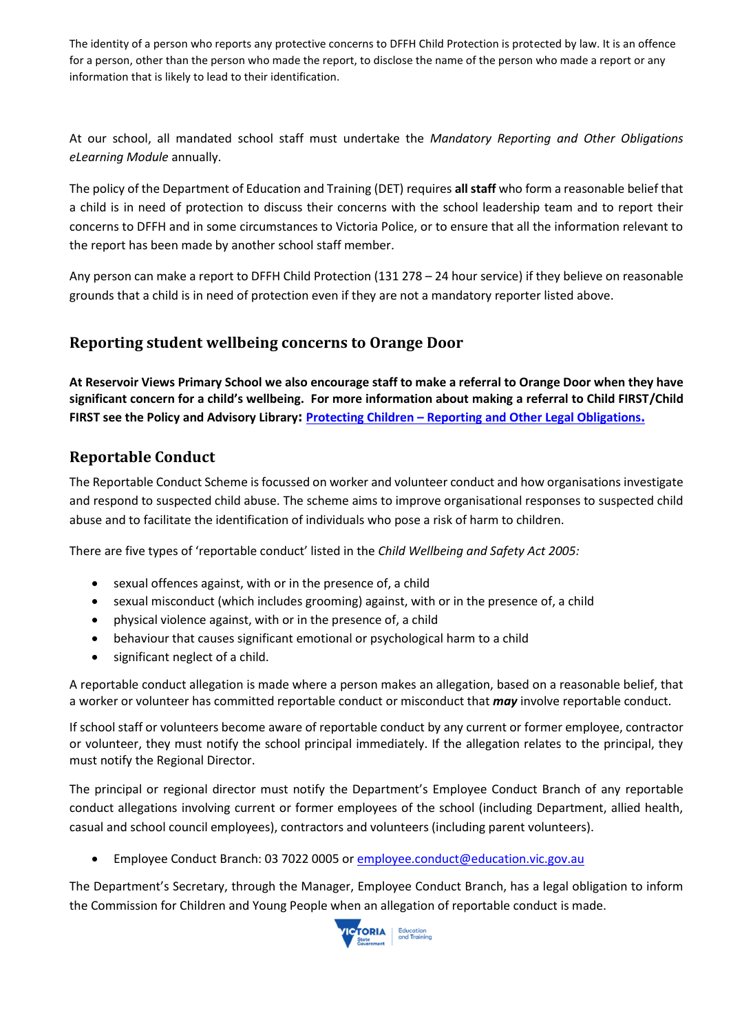The identity of a person who reports any protective concerns to DFFH Child Protection is protected by law. It is an offence for a person, other than the person who made the report, to disclose the name of the person who made a report or any information that is likely to lead to their identification.

At our school, all mandated school staff must undertake the *Mandatory Reporting and Other Obligations eLearning Module* annually.

The policy of the Department of Education and Training (DET) requires **all staff** who form a reasonable belief that a child is in need of protection to discuss their concerns with the school leadership team and to report their concerns to DFFH and in some circumstances to Victoria Police, or to ensure that all the information relevant to the report has been made by another school staff member.

Any person can make a report to DFFH Child Protection (131 278 – 24 hour service) if they believe on reasonable grounds that a child is in need of protection even if they are not a mandatory reporter listed above.

## Reporting student wellbeing concerns to Orange Door

**At Reservoir Views Primary School we also encourage staff to make a referral to Orange Door when they have significant concern for a child's wellbeing. For more information about making a referral to Child FIRST/Child FIRST see the Policy and Advisory Library: [Protecting Children – Reporting and Other Legal Obligations.](#)**

## Reportable Conduct

The Reportable Conduct Scheme is focussed on worker and volunteer conduct and how organisations investigate and respond to suspected child abuse. The scheme aims to improve organisational responses to suspected child abuse and to facilitate the identification of individuals who pose a risk of harm to children.

There are five types of 'reportable conduct' listed in the *Child Wellbeing and Safety Act 2005:*

- sexual offences against, with or in the presence of, a child
- sexual misconduct (which includes grooming) against, with or in the presence of, a child
- physical violence against, with or in the presence of, a child
- behaviour that causes significant emotional or psychological harm to a child
- significant neglect of a child.

A reportable conduct allegation is made where a person makes an allegation, based on a reasonable belief, that a worker or volunteer has committed reportable conduct or misconduct that ***may*** involve reportable conduct.

If school staff or volunteers become aware of reportable conduct by any current or former employee, contractor or volunteer, they must notify the school principal immediately. If the allegation relates to the principal, they must notify the Regional Director.

The principal or regional director must notify the Department's Employee Conduct Branch of any reportable conduct allegations involving current or former employees of the school (including Department, allied health, casual and school council employees), contractors and volunteers (including parent volunteers).

- Employee Conduct Branch: 03 7022 0005 or [employee.conduct@education.vic.gov.au](mailto:employee.conduct@education.vic.gov.au)

The Department's Secretary, through the Manager, Employee Conduct Branch, has a legal obligation to inform the Commission for Children and Young People when an allegation of reportable conduct is made.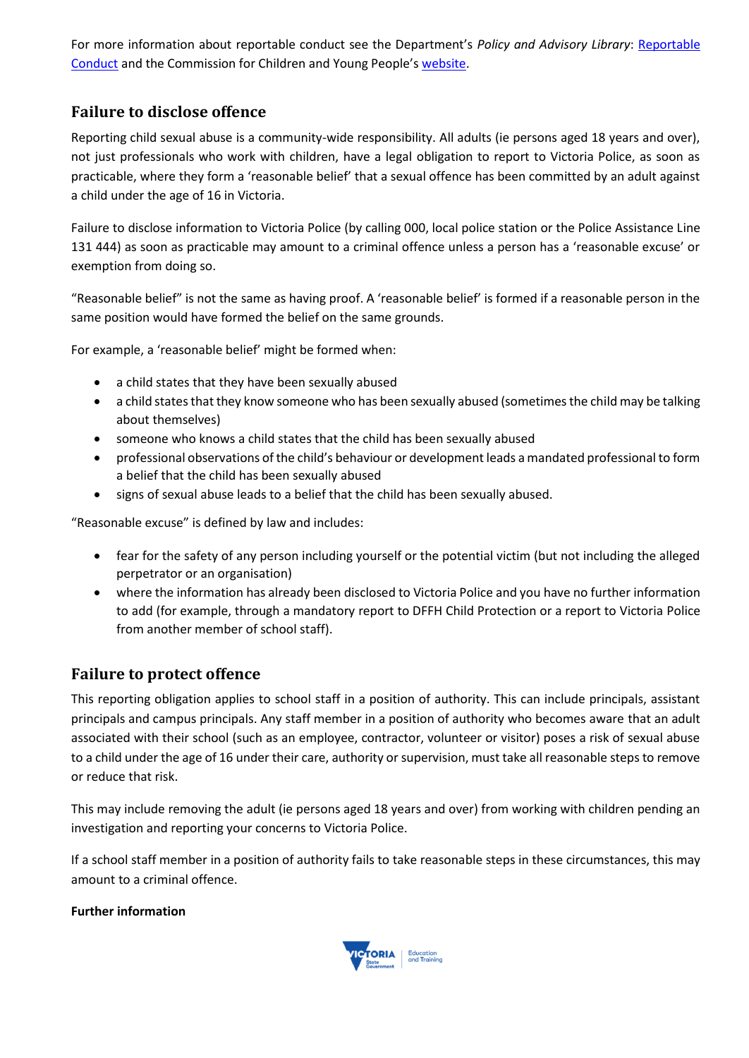For more information about reportable conduct see the Department's *Policy and Advisory Library*: [Reportable Conduct] and the Commission for Children and Young People's [website].

## Failure to disclose offence

Reporting child sexual abuse is a community-wide responsibility. All adults (ie persons aged 18 years and over), not just professionals who work with children, have a legal obligation to report to Victoria Police, as soon as practicable, where they form a 'reasonable belief' that a sexual offence has been committed by an adult against a child under the age of 16 in Victoria.

Failure to disclose information to Victoria Police (by calling 000, local police station or the Police Assistance Line 131 444) as soon as practicable may amount to a criminal offence unless a person has a 'reasonable excuse' or exemption from doing so.

"Reasonable belief" is not the same as having proof. A 'reasonable belief' is formed if a reasonable person in the same position would have formed the belief on the same grounds.

For example, a 'reasonable belief' might be formed when:

- a child states that they have been sexually abused
- a child states that they know someone who has been sexually abused (sometimes the child may be talking about themselves)
- someone who knows a child states that the child has been sexually abused
- professional observations of the child's behaviour or development leads a mandated professional to form a belief that the child has been sexually abused
- signs of sexual abuse leads to a belief that the child has been sexually abused.

"Reasonable excuse" is defined by law and includes:

- fear for the safety of any person including yourself or the potential victim (but not including the alleged perpetrator or an organisation)
- where the information has already been disclosed to Victoria Police and you have no further information to add (for example, through a mandatory report to DFFH Child Protection or a report to Victoria Police from another member of school staff).

## Failure to protect offence

This reporting obligation applies to school staff in a position of authority. This can include principals, assistant principals and campus principals. Any staff member in a position of authority who becomes aware that an adult associated with their school (such as an employee, contractor, volunteer or visitor) poses a risk of sexual abuse to a child under the age of 16 under their care, authority or supervision, must take all reasonable steps to remove or reduce that risk.

This may include removing the adult (ie persons aged 18 years and over) from working with children pending an investigation and reporting your concerns to Victoria Police.

If a school staff member in a position of authority fails to take reasonable steps in these circumstances, this may amount to a criminal offence.

**Further information**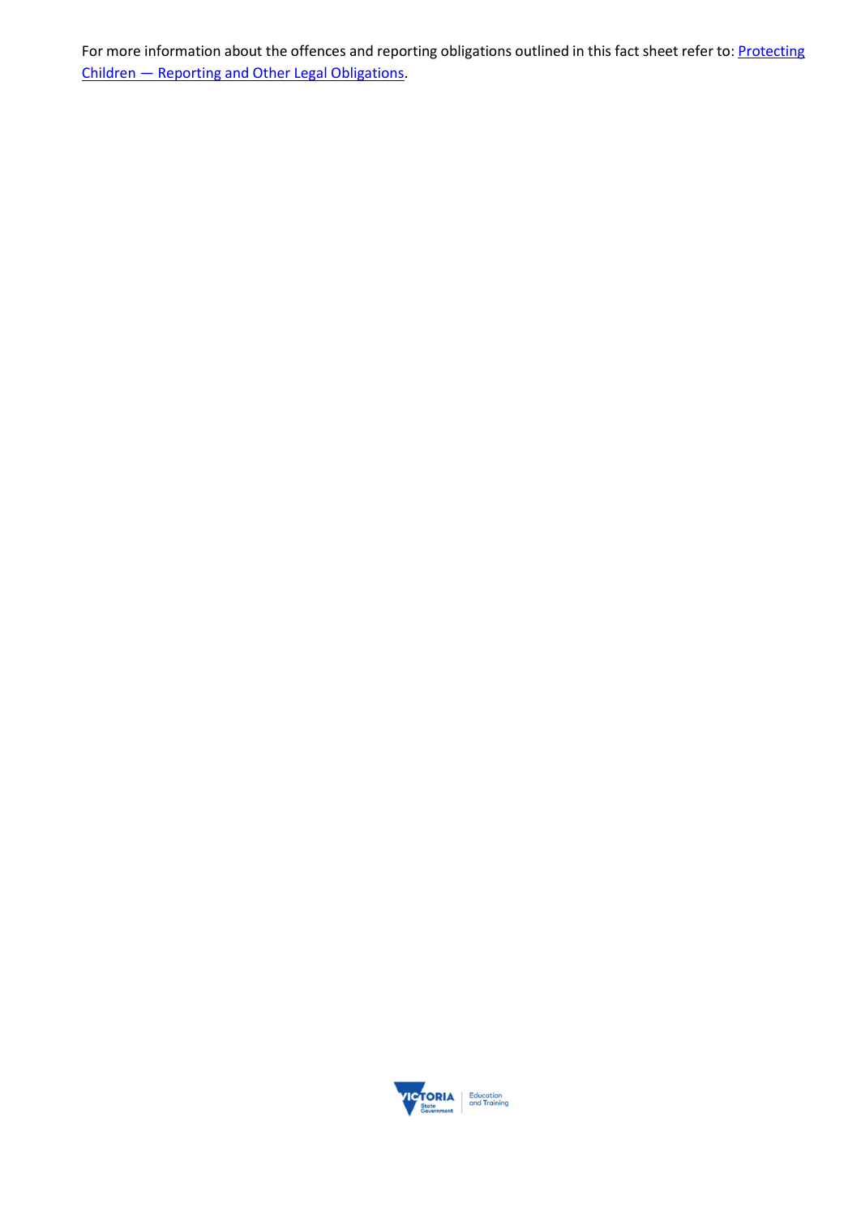For more information about the offences and reporting obligations outlined in this fact sheet refer to: [Protecting Children — Reporting and Other Legal Obligations].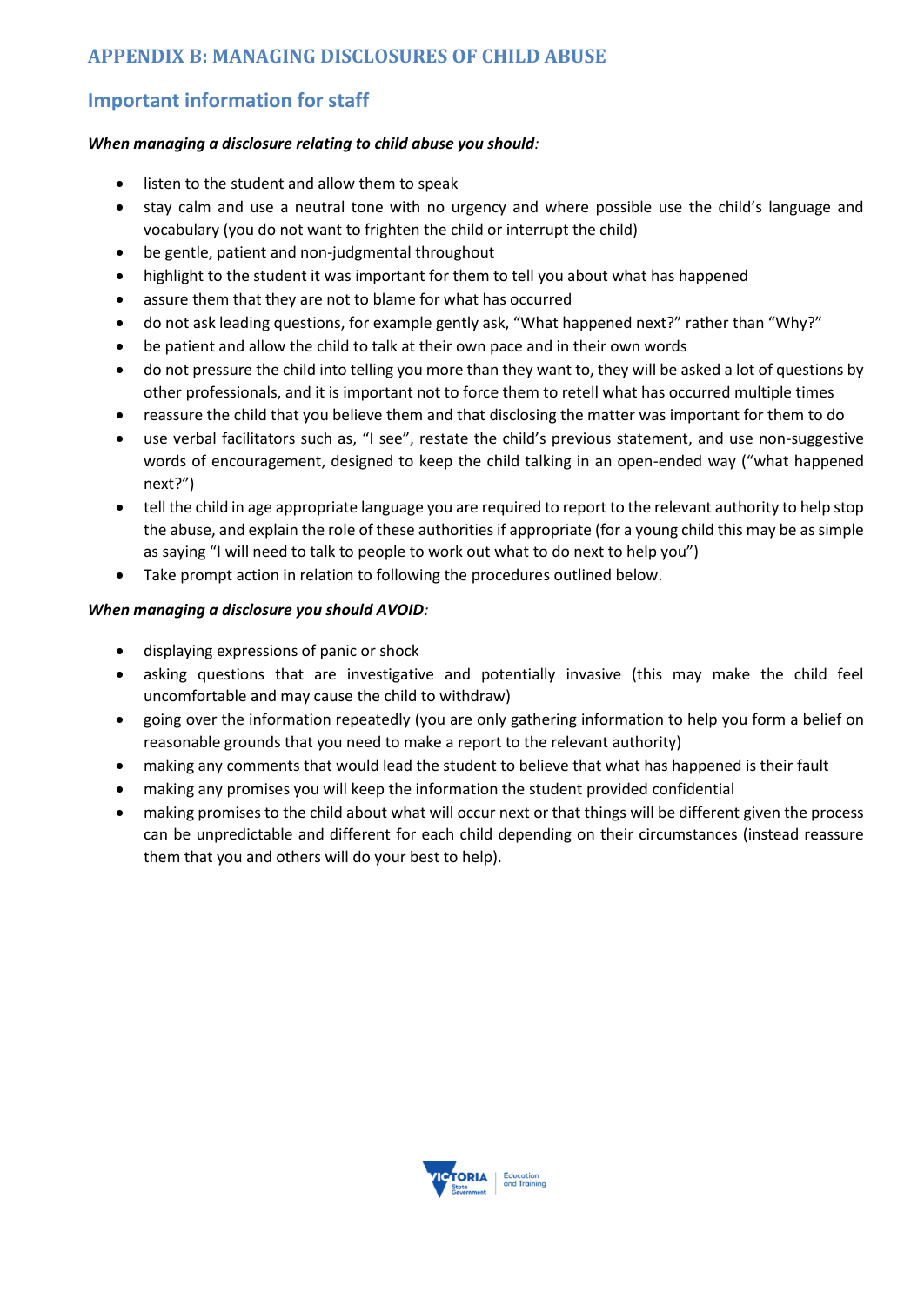## APPENDIX B: MANAGING DISCLOSURES OF CHILD ABUSE

### Important information for staff

***When managing a disclosure relating to child abuse you should:***

- listen to the student and allow them to speak
- stay calm and use a neutral tone with no urgency and where possible use the child's language and vocabulary (you do not want to frighten the child or interrupt the child)
- be gentle, patient and non-judgmental throughout
- highlight to the student it was important for them to tell you about what has happened
- assure them that they are not to blame for what has occurred
- do not ask leading questions, for example gently ask, "What happened next?" rather than "Why?"
- be patient and allow the child to talk at their own pace and in their own words
- do not pressure the child into telling you more than they want to, they will be asked a lot of questions by other professionals, and it is important not to force them to retell what has occurred multiple times
- reassure the child that you believe them and that disclosing the matter was important for them to do
- use verbal facilitators such as, "I see", restate the child's previous statement, and use non-suggestive words of encouragement, designed to keep the child talking in an open-ended way ("what happened next?")
- tell the child in age appropriate language you are required to report to the relevant authority to help stop the abuse, and explain the role of these authorities if appropriate (for a young child this may be as simple as saying "I will need to talk to people to work out what to do next to help you")
- Take prompt action in relation to following the procedures outlined below.

***When managing a disclosure you should AVOID:***

- displaying expressions of panic or shock
- asking questions that are investigative and potentially invasive (this may make the child feel uncomfortable and may cause the child to withdraw)
- going over the information repeatedly (you are only gathering information to help you form a belief on reasonable grounds that you need to make a report to the relevant authority)
- making any comments that would lead the student to believe that what has happened is their fault
- making any promises you will keep the information the student provided confidential
- making promises to the child about what will occur next or that things will be different given the process can be unpredictable and different for each child depending on their circumstances (instead reassure them that you and others will do your best to help).